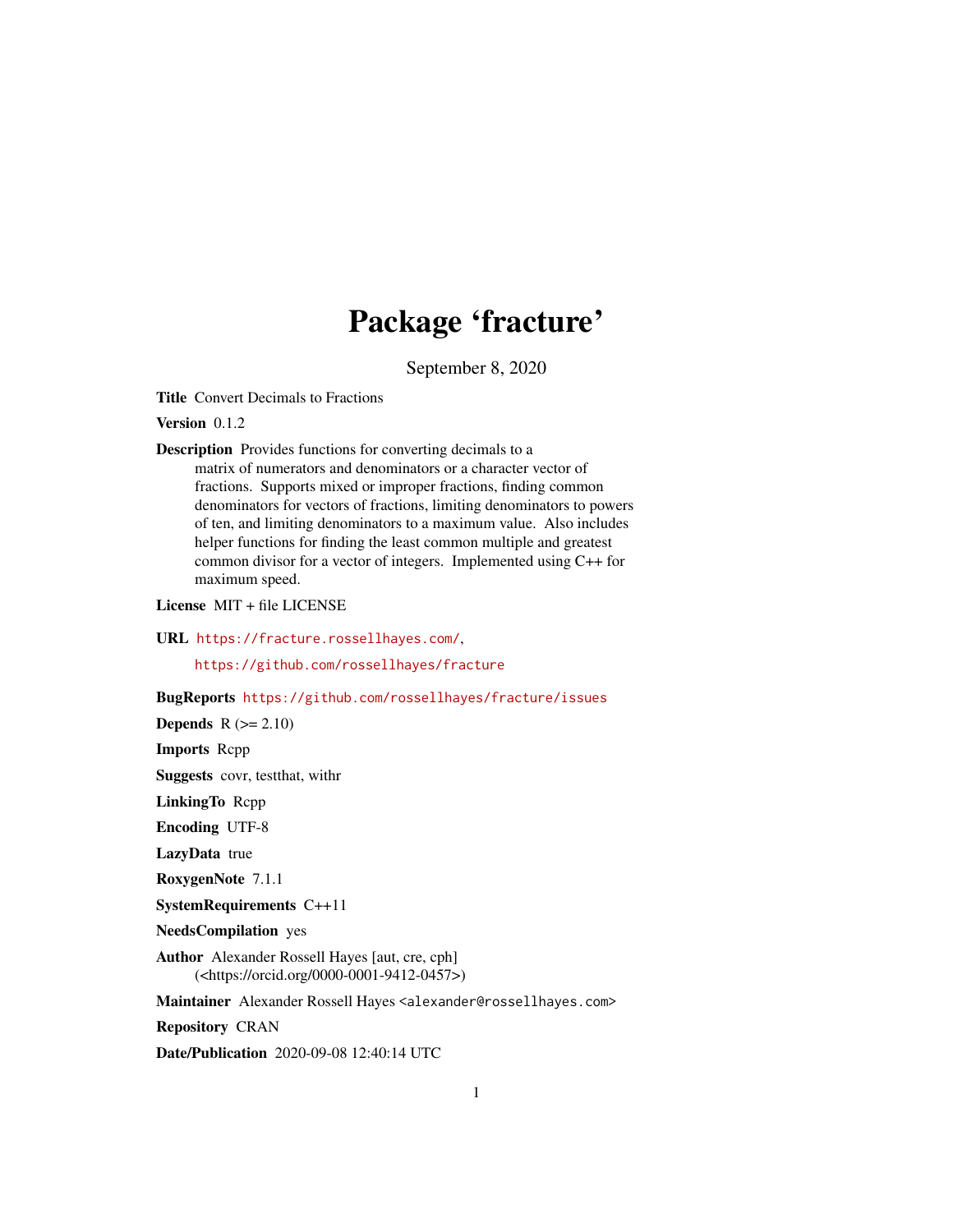# Package 'fracture'

September 8, 2020

**Title** Convert Decimals to Fractions

**Version** 0.1.2

**Description** Provides functions for converting decimals to a matrix of numerators and denominators or a character vector of fractions. Supports mixed or improper fractions, finding common denominators for vectors of fractions, limiting denominators to powers of ten, and limiting denominators to a maximum value. Also includes helper functions for finding the least common multiple and greatest common divisor for a vector of integers. Implemented using C++ for maximum speed.

**License** MIT + file LICENSE

**URL** https://fracture.rossellhayes.com/,
https://github.com/rossellhayes/fracture

**BugReports** https://github.com/rossellhayes/fracture/issues

**Depends** R (>= 2.10)

**Imports** Rcpp

**Suggests** covr, testthat, withr

**LinkingTo** Rcpp

**Encoding** UTF-8

**LazyData** true

**RoxygenNote** 7.1.1

**SystemRequirements** C++11

**NeedsCompilation** yes

**Author** Alexander Rossell Hayes [aut, cre, cph] (<https://orcid.org/0000-0001-9412-0457>)

**Maintainer** Alexander Rossell Hayes <alexander@rossellhayes.com>

**Repository** CRAN

**Date/Publication** 2020-09-08 12:40:14 UTC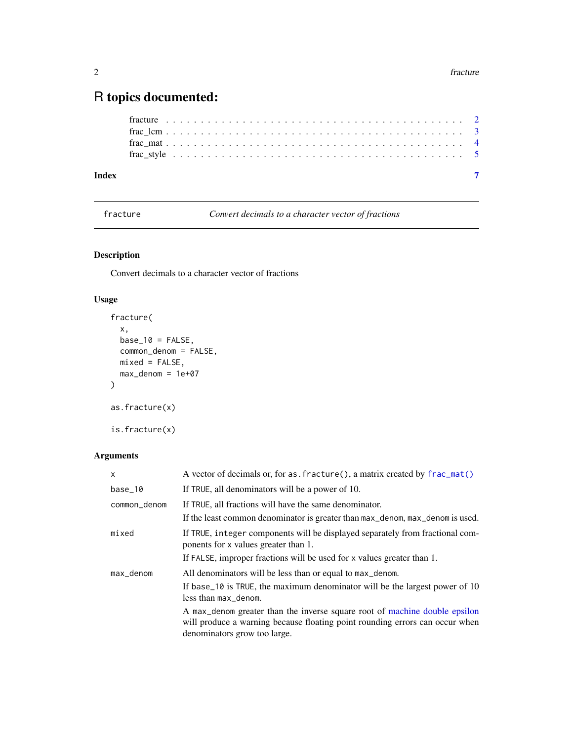# R topics documented:

fracture . . . . . . . . . . . . . . . . . . . . . . . . . . . . . . . . . . . . . . . . . . 2
frac_lcm . . . . . . . . . . . . . . . . . . . . . . . . . . . . . . . . . . . . . . . . . . 3
frac_mat . . . . . . . . . . . . . . . . . . . . . . . . . . . . . . . . . . . . . . . . . . 4
frac_style . . . . . . . . . . . . . . . . . . . . . . . . . . . . . . . . . . . . . . . . . 5

**Index** **7**

---

`fracture` *Convert decimals to a character vector of fractions*

---

## Description

Convert decimals to a character vector of fractions

## Usage

```
fracture(
  x,
  base_10 = FALSE,
  common_denom = FALSE,
  mixed = FALSE,
  max_denom = 1e+07
)

as.fracture(x)

is.fracture(x)
```

## Arguments

| | |
|---|---|
| `x` | A vector of decimals or, for `as.fracture()`, a matrix created by `frac_mat()` |
| `base_10` | If `TRUE`, all denominators will be a power of 10. |
| `common_denom` | If `TRUE`, all fractions will have the same denominator. If the least common denominator is greater than `max_denom`, `max_denom` is used. |
| `mixed` | If `TRUE`, `integer` components will be displayed separately from fractional components for `x` values greater than 1. If `FALSE`, improper fractions will be used for `x` values greater than 1. |
| `max_denom` | All denominators will be less than or equal to `max_denom`. If `base_10` is `TRUE`, the maximum denominator will be the largest power of 10 less than `max_denom`. A `max_denom` greater than the inverse square root of machine double epsilon will produce a warning because floating point rounding errors can occur when denominators grow too large. |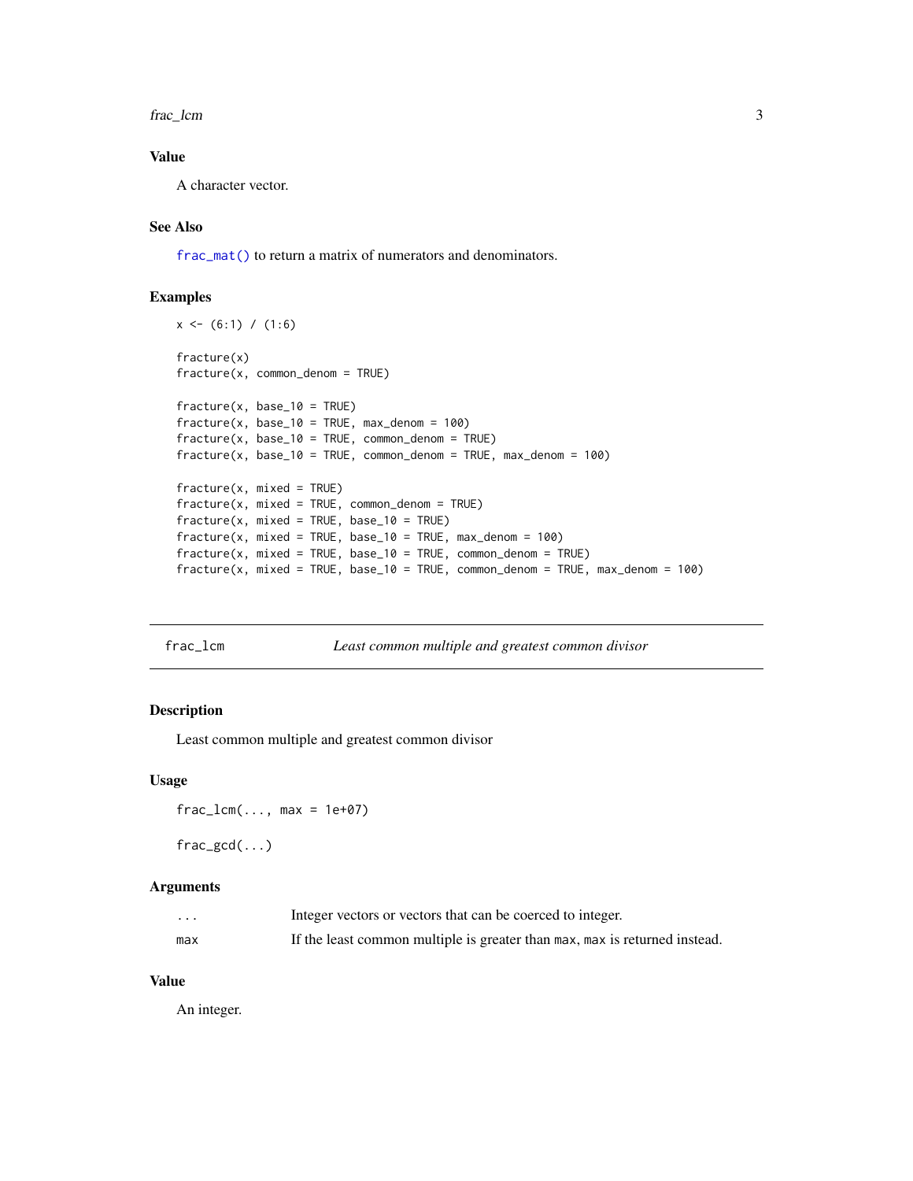### Value

A character vector.

### See Also

`frac_mat()` to return a matrix of numerators and denominators.

### Examples

```
x <- (6:1) / (1:6)

fracture(x)
fracture(x, common_denom = TRUE)

fracture(x, base_10 = TRUE)
fracture(x, base_10 = TRUE, max_denom = 100)
fracture(x, base_10 = TRUE, common_denom = TRUE)
fracture(x, base_10 = TRUE, common_denom = TRUE, max_denom = 100)

fracture(x, mixed = TRUE)
fracture(x, mixed = TRUE, common_denom = TRUE)
fracture(x, mixed = TRUE, base_10 = TRUE)
fracture(x, mixed = TRUE, base_10 = TRUE, max_denom = 100)
fracture(x, mixed = TRUE, base_10 = TRUE, common_denom = TRUE)
fracture(x, mixed = TRUE, base_10 = TRUE, common_denom = TRUE, max_denom = 100)
```

---

## frac_lcm — *Least common multiple and greatest common divisor*

### Description

Least common multiple and greatest common divisor

### Usage

```
frac_lcm(..., max = 1e+07)

frac_gcd(...)
```

### Arguments

| | |
|---|---|
| `...` | Integer vectors or vectors that can be coerced to integer. |
| `max` | If the least common multiple is greater than `max`, `max` is returned instead. |

### Value

An integer.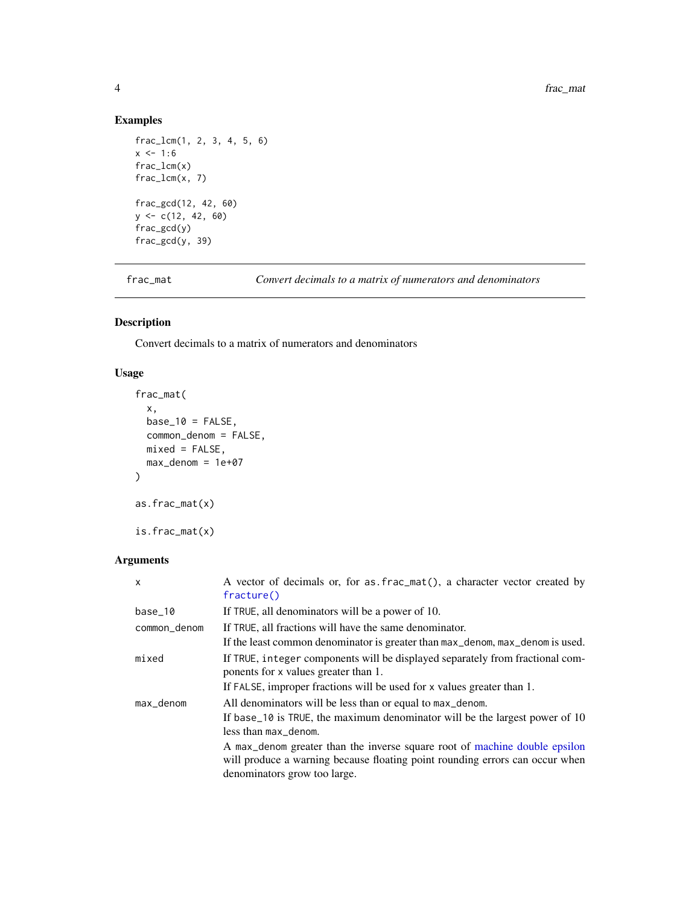## Examples

```
frac_lcm(1, 2, 3, 4, 5, 6)
x <- 1:6
frac_lcm(x)
frac_lcm(x, 7)

frac_gcd(12, 42, 60)
y <- c(12, 42, 60)
frac_gcd(y)
frac_gcd(y, 39)
```

---

frac_mat *Convert decimals to a matrix of numerators and denominators*

---

## Description

Convert decimals to a matrix of numerators and denominators

## Usage

```
frac_mat(
  x,
  base_10 = FALSE,
  common_denom = FALSE,
  mixed = FALSE,
  max_denom = 1e+07
)

as.frac_mat(x)

is.frac_mat(x)
```

## Arguments

| | |
|---|---|
| x | A vector of decimals or, for `as.frac_mat()`, a character vector created by `fracture()` |
| base_10 | If `TRUE`, all denominators will be a power of 10. |
| common_denom | If `TRUE`, all fractions will have the same denominator.<br>If the least common denominator is greater than `max_denom`, `max_denom` is used. |
| mixed | If `TRUE`, `integer` components will be displayed separately from fractional components for `x` values greater than 1.<br>If `FALSE`, improper fractions will be used for `x` values greater than 1. |
| max_denom | All denominators will be less than or equal to `max_denom`.<br>If `base_10` is `TRUE`, the maximum denominator will be the largest power of 10 less than `max_denom`.<br>A `max_denom` greater than the inverse square root of machine double epsilon will produce a warning because floating point rounding errors can occur when denominators grow too large. |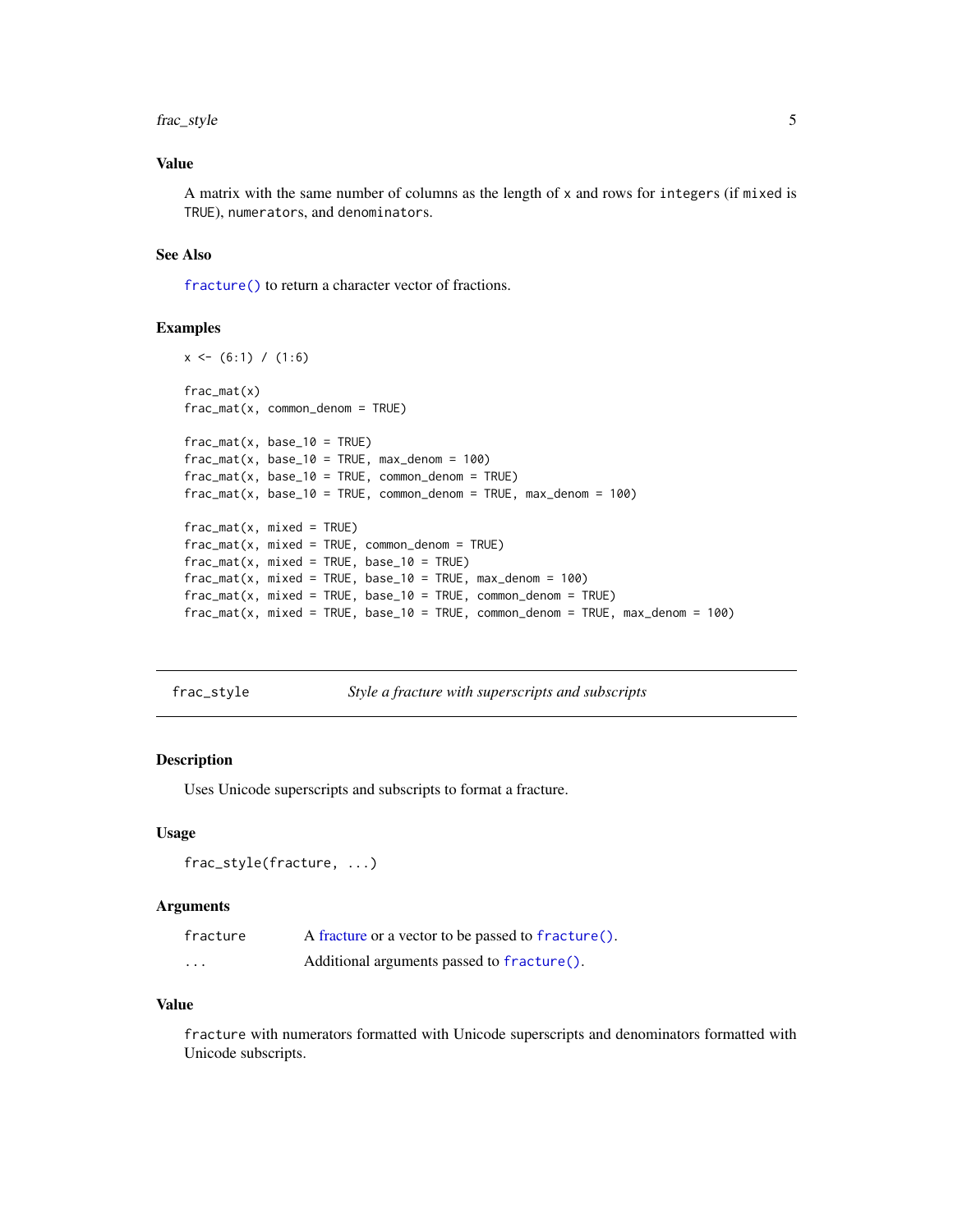### Value

A matrix with the same number of columns as the length of `x` and rows for `integers` (if `mixed` is `TRUE`), `numerators`, and `denominators`.

### See Also

`fracture()` to return a character vector of fractions.

### Examples

```
x <- (6:1) / (1:6)

frac_mat(x)
frac_mat(x, common_denom = TRUE)

frac_mat(x, base_10 = TRUE)
frac_mat(x, base_10 = TRUE, max_denom = 100)
frac_mat(x, base_10 = TRUE, common_denom = TRUE)
frac_mat(x, base_10 = TRUE, common_denom = TRUE, max_denom = 100)

frac_mat(x, mixed = TRUE)
frac_mat(x, mixed = TRUE, common_denom = TRUE)
frac_mat(x, mixed = TRUE, base_10 = TRUE)
frac_mat(x, mixed = TRUE, base_10 = TRUE, max_denom = 100)
frac_mat(x, mixed = TRUE, base_10 = TRUE, common_denom = TRUE)
frac_mat(x, mixed = TRUE, base_10 = TRUE, common_denom = TRUE, max_denom = 100)
```

---

## `frac_style` — *Style a fracture with superscripts and subscripts*

---

### Description

Uses Unicode superscripts and subscripts to format a fracture.

### Usage

```
frac_style(fracture, ...)
```

### Arguments

| | |
|---|---|
| `fracture` | A fracture or a vector to be passed to `fracture()`. |
| `...` | Additional arguments passed to `fracture()`. |

### Value

`fracture` with numerators formatted with Unicode superscripts and denominators formatted with Unicode subscripts.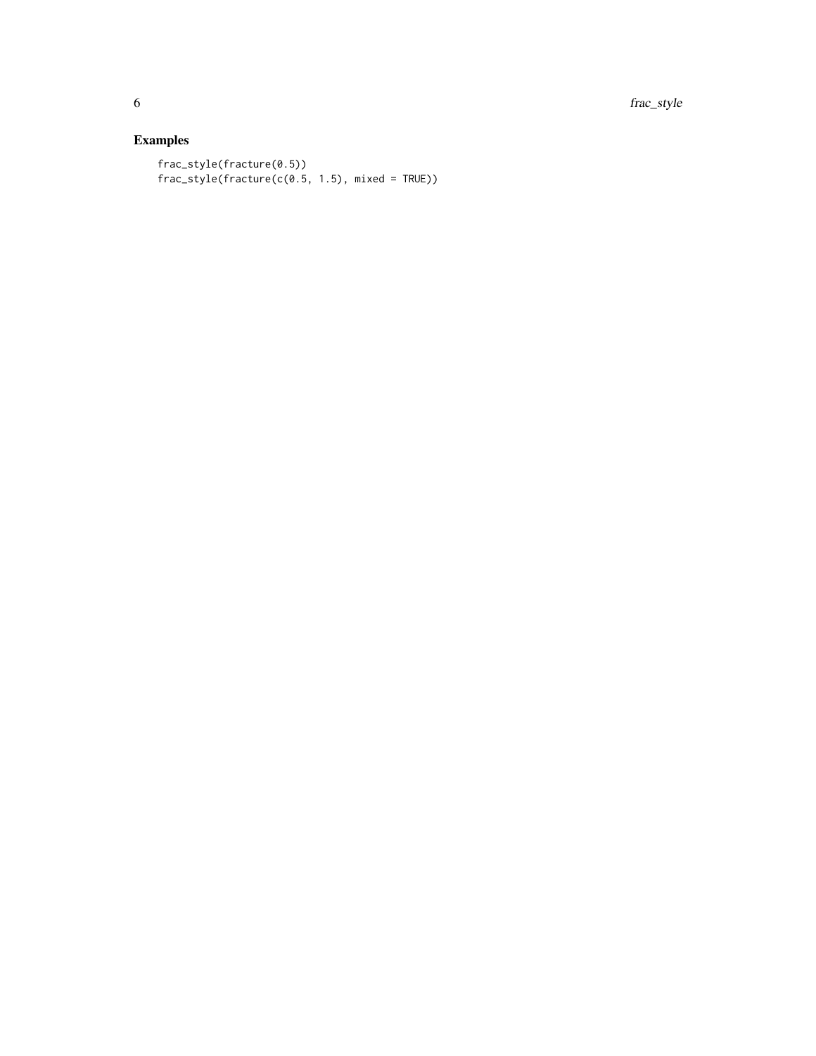## Examples

```
frac_style(fracture(0.5))
frac_style(fracture(c(0.5, 1.5), mixed = TRUE))
```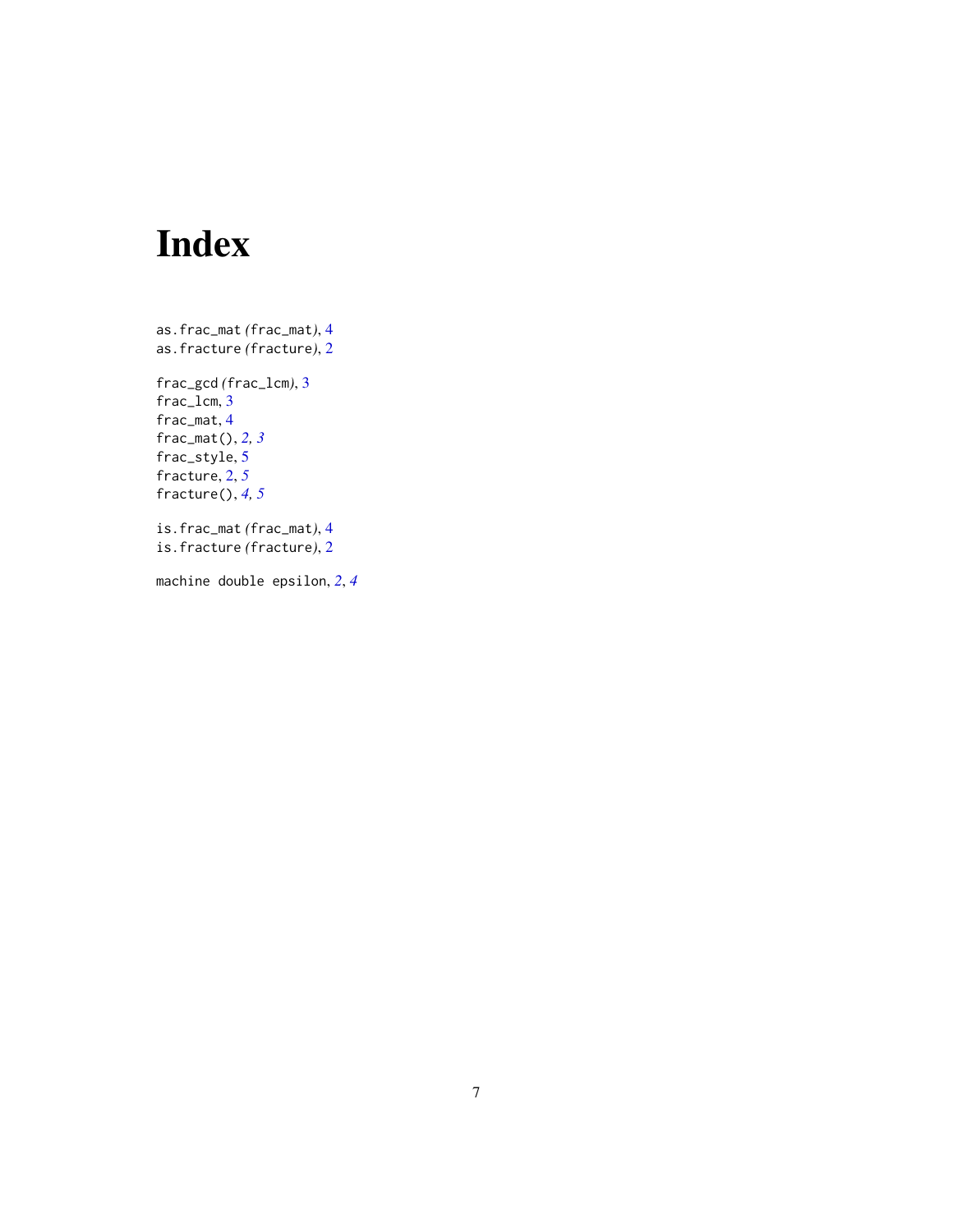# Index

as.frac_mat *(*frac_mat*)*, 4
as.fracture *(*fracture*)*, 2

frac_gcd *(*frac_lcm*)*, 3
frac_lcm, 3
frac_mat, 4
frac_mat(), *2, 3*
frac_style, 5
fracture, 2, *5*
fracture(), *4, 5*

is.frac_mat *(*frac_mat*)*, 4
is.fracture *(*fracture*)*, 2

machine double epsilon, *2*, *4*